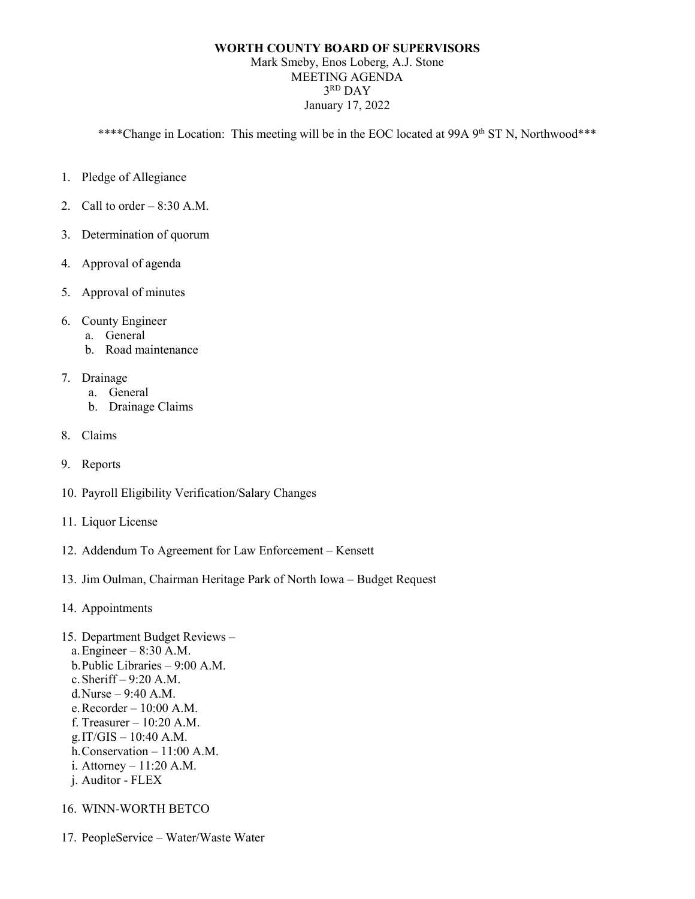**WORTH COUNTY BOARD OF SUPERVISORS**

Mark Smeby, Enos Loberg, A.J. Stone

MEETING AGENDA

3RD DAY

January 17, 2022

\*\*\*\*Change in Location: This meeting will be in the EOC located at 99A 9th ST N, Northwood\*\*\*

1. Pledge of Allegiance
2. Call to order – 8:30 A.M.
3. Determination of quorum
4. Approval of agenda
5. Approval of minutes
6. County Engineer
   a. General
   b. Road maintenance
7. Drainage
   a. General
   b. Drainage Claims
8. Claims
9. Reports
10. Payroll Eligibility Verification/Salary Changes
11. Liquor License
12. Addendum To Agreement for Law Enforcement – Kensett
13. Jim Oulman, Chairman Heritage Park of North Iowa – Budget Request
14. Appointments
15. Department Budget Reviews –
    a. Engineer – 8:30 A.M.
    b. Public Libraries – 9:00 A.M.
    c. Sheriff – 9:20 A.M.
    d. Nurse – 9:40 A.M.
    e. Recorder – 10:00 A.M.
    f. Treasurer – 10:20 A.M.
    g. IT/GIS – 10:40 A.M.
    h. Conservation – 11:00 A.M.
    i. Attorney – 11:20 A.M.
    j. Auditor - FLEX
16. WINN-WORTH BETCO
17. PeopleService – Water/Waste Water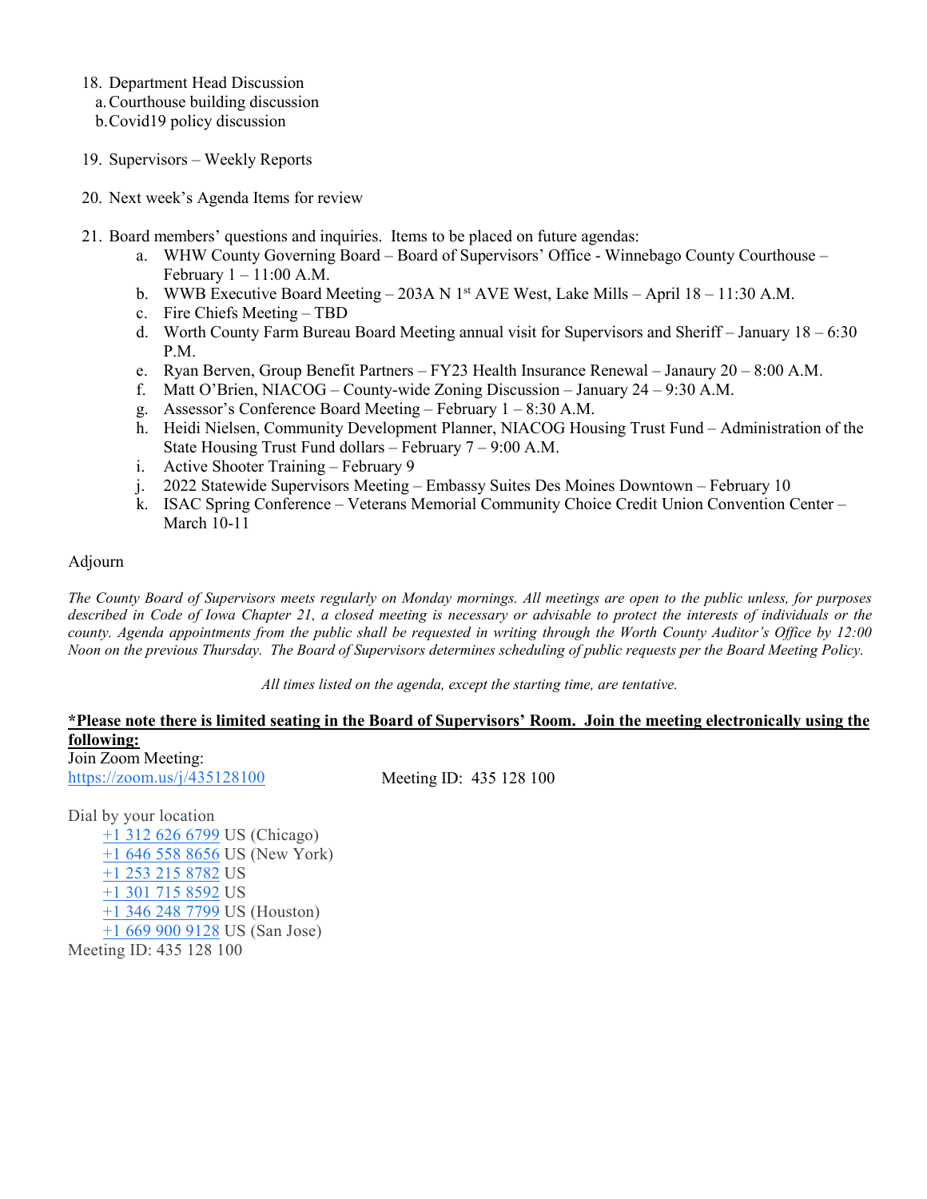18. Department Head Discussion
    a. Courthouse building discussion
    b. Covid19 policy discussion

19. Supervisors – Weekly Reports

20. Next week's Agenda Items for review

21. Board members' questions and inquiries. Items to be placed on future agendas:
    a. WHW County Governing Board – Board of Supervisors' Office - Winnebago County Courthouse – February 1 – 11:00 A.M.
    b. WWB Executive Board Meeting – 203A N 1st AVE West, Lake Mills – April 18 – 11:30 A.M.
    c. Fire Chiefs Meeting – TBD
    d. Worth County Farm Bureau Board Meeting annual visit for Supervisors and Sheriff – January 18 – 6:30 P.M.
    e. Ryan Berven, Group Benefit Partners – FY23 Health Insurance Renewal – Janaury 20 – 8:00 A.M.
    f. Matt O'Brien, NIACOG – County-wide Zoning Discussion – January 24 – 9:30 A.M.
    g. Assessor's Conference Board Meeting – February 1 – 8:30 A.M.
    h. Heidi Nielsen, Community Development Planner, NIACOG Housing Trust Fund – Administration of the State Housing Trust Fund dollars – February 7 – 9:00 A.M.
    i. Active Shooter Training – February 9
    j. 2022 Statewide Supervisors Meeting – Embassy Suites Des Moines Downtown – February 10
    k. ISAC Spring Conference – Veterans Memorial Community Choice Credit Union Convention Center – March 10-11

Adjourn

*The County Board of Supervisors meets regularly on Monday mornings. All meetings are open to the public unless, for purposes described in Code of Iowa Chapter 21, a closed meeting is necessary or advisable to protect the interests of individuals or the county. Agenda appointments from the public shall be requested in writing through the Worth County Auditor's Office by 12:00 Noon on the previous Thursday. The Board of Supervisors determines scheduling of public requests per the Board Meeting Policy.*

*All times listed on the agenda, except the starting time, are tentative.*

**\*Please note there is limited seating in the Board of Supervisors' Room. Join the meeting electronically using the following:**

Join Zoom Meeting:
https://zoom.us/j/435128100 Meeting ID: 435 128 100

Dial by your location
+1 312 626 6799 US (Chicago)
+1 646 558 8656 US (New York)
+1 253 215 8782 US
+1 301 715 8592 US
+1 346 248 7799 US (Houston)
+1 669 900 9128 US (San Jose)
Meeting ID: 435 128 100